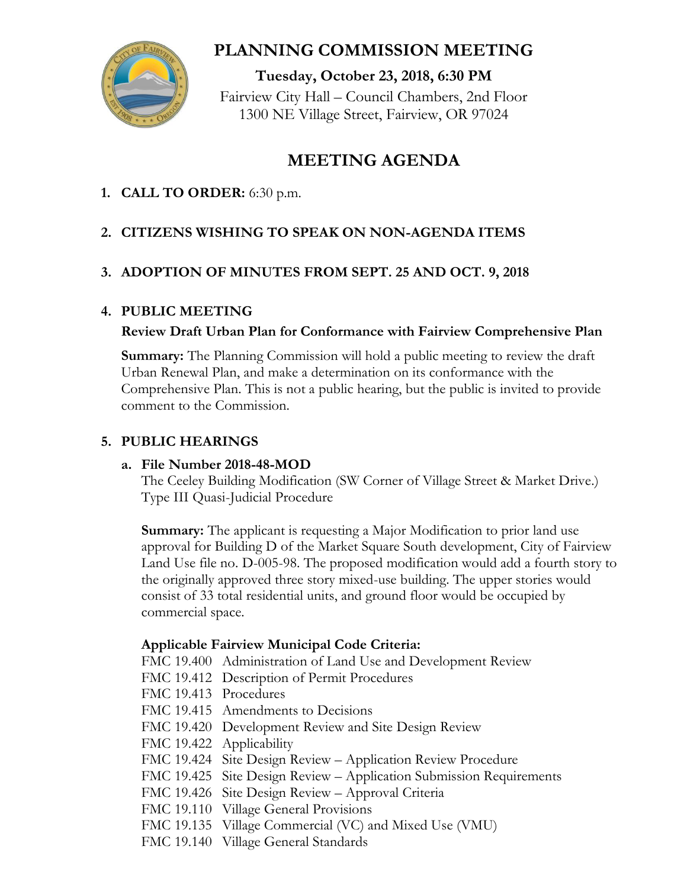# PLANNING COMMISSION MEETING

**Tuesday, October 23, 2018, 6:30 PM**

Fairview City Hall – Council Chambers, 2nd Floor
1300 NE Village Street, Fairview, OR 97024

## MEETING AGENDA

1. **CALL TO ORDER:** 6:30 p.m.

2. **CITIZENS WISHING TO SPEAK ON NON-AGENDA ITEMS**

3. **ADOPTION OF MINUTES FROM SEPT. 25 AND OCT. 9, 2018**

4. **PUBLIC MEETING**

   **Review Draft Urban Plan for Conformance with Fairview Comprehensive Plan**

   **Summary:** The Planning Commission will hold a public meeting to review the draft Urban Renewal Plan, and make a determination on its conformance with the Comprehensive Plan. This is not a public hearing, but the public is invited to provide comment to the Commission.

5. **PUBLIC HEARINGS**

   a. **File Number 2018-48-MOD**
   The Ceeley Building Modification (SW Corner of Village Street & Market Drive.)
   Type III Quasi-Judicial Procedure

   **Summary:** The applicant is requesting a Major Modification to prior land use approval for Building D of the Market Square South development, City of Fairview Land Use file no. D-005-98. The proposed modification would add a fourth story to the originally approved three story mixed-use building. The upper stories would consist of 33 total residential units, and ground floor would be occupied by commercial space.

   **Applicable Fairview Municipal Code Criteria:**
   FMC 19.400 Administration of Land Use and Development Review
   FMC 19.412 Description of Permit Procedures
   FMC 19.413 Procedures
   FMC 19.415 Amendments to Decisions
   FMC 19.420 Development Review and Site Design Review
   FMC 19.422 Applicability
   FMC 19.424 Site Design Review – Application Review Procedure
   FMC 19.425 Site Design Review – Application Submission Requirements
   FMC 19.426 Site Design Review – Approval Criteria
   FMC 19.110 Village General Provisions
   FMC 19.135 Village Commercial (VC) and Mixed Use (VMU)
   FMC 19.140 Village General Standards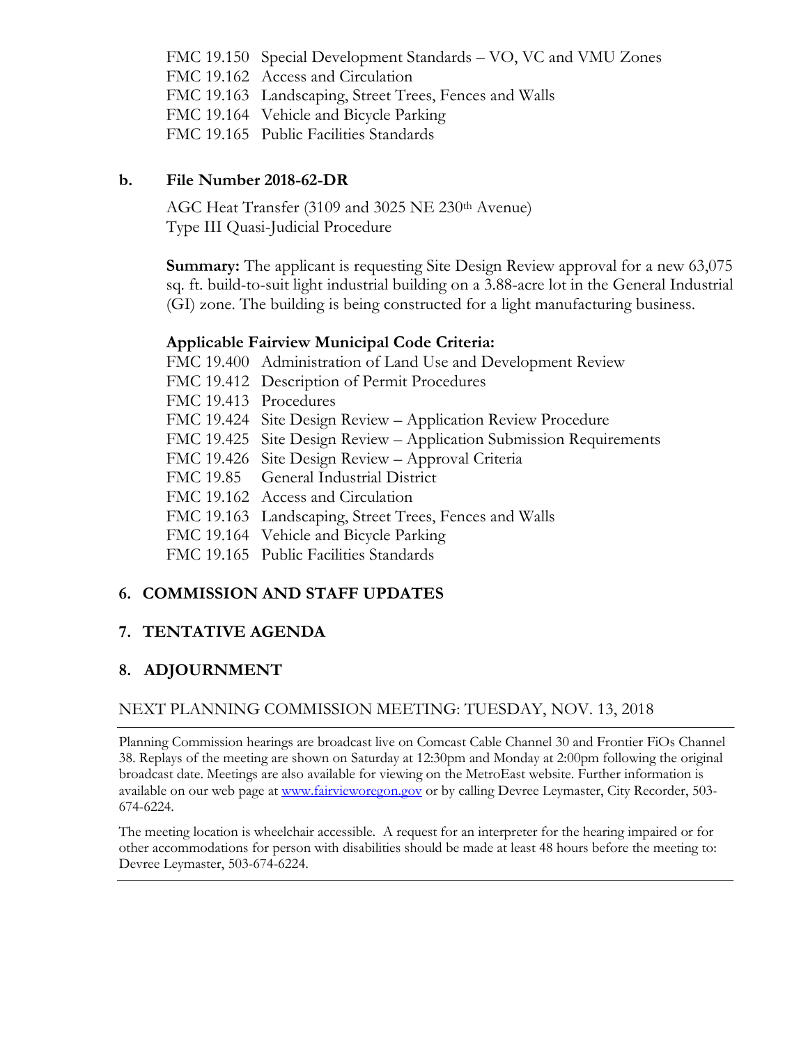FMC 19.150 Special Development Standards – VO, VC and VMU Zones
FMC 19.162 Access and Circulation
FMC 19.163 Landscaping, Street Trees, Fences and Walls
FMC 19.164 Vehicle and Bicycle Parking
FMC 19.165 Public Facilities Standards

**b. File Number 2018-62-DR**

AGC Heat Transfer (3109 and 3025 NE 230th Avenue)
Type III Quasi-Judicial Procedure

**Summary:** The applicant is requesting Site Design Review approval for a new 63,075 sq. ft. build-to-suit light industrial building on a 3.88-acre lot in the General Industrial (GI) zone. The building is being constructed for a light manufacturing business.

**Applicable Fairview Municipal Code Criteria:**

FMC 19.400 Administration of Land Use and Development Review
FMC 19.412 Description of Permit Procedures
FMC 19.413 Procedures
FMC 19.424 Site Design Review – Application Review Procedure
FMC 19.425 Site Design Review – Application Submission Requirements
FMC 19.426 Site Design Review – Approval Criteria
FMC 19.85 General Industrial District
FMC 19.162 Access and Circulation
FMC 19.163 Landscaping, Street Trees, Fences and Walls
FMC 19.164 Vehicle and Bicycle Parking
FMC 19.165 Public Facilities Standards

## 6. COMMISSION AND STAFF UPDATES

## 7. TENTATIVE AGENDA

## 8. ADJOURNMENT

NEXT PLANNING COMMISSION MEETING: TUESDAY, NOV. 13, 2018

---

Planning Commission hearings are broadcast live on Comcast Cable Channel 30 and Frontier FiOs Channel 38. Replays of the meeting are shown on Saturday at 12:30pm and Monday at 2:00pm following the original broadcast date. Meetings are also available for viewing on the MetroEast website. Further information is available on our web page at [www.fairvieworegon.gov](http://www.fairvieworegon.gov) or by calling Devree Leymaster, City Recorder, 503-674-6224.

The meeting location is wheelchair accessible. A request for an interpreter for the hearing impaired or for other accommodations for person with disabilities should be made at least 48 hours before the meeting to: Devree Leymaster, 503-674-6224.

---